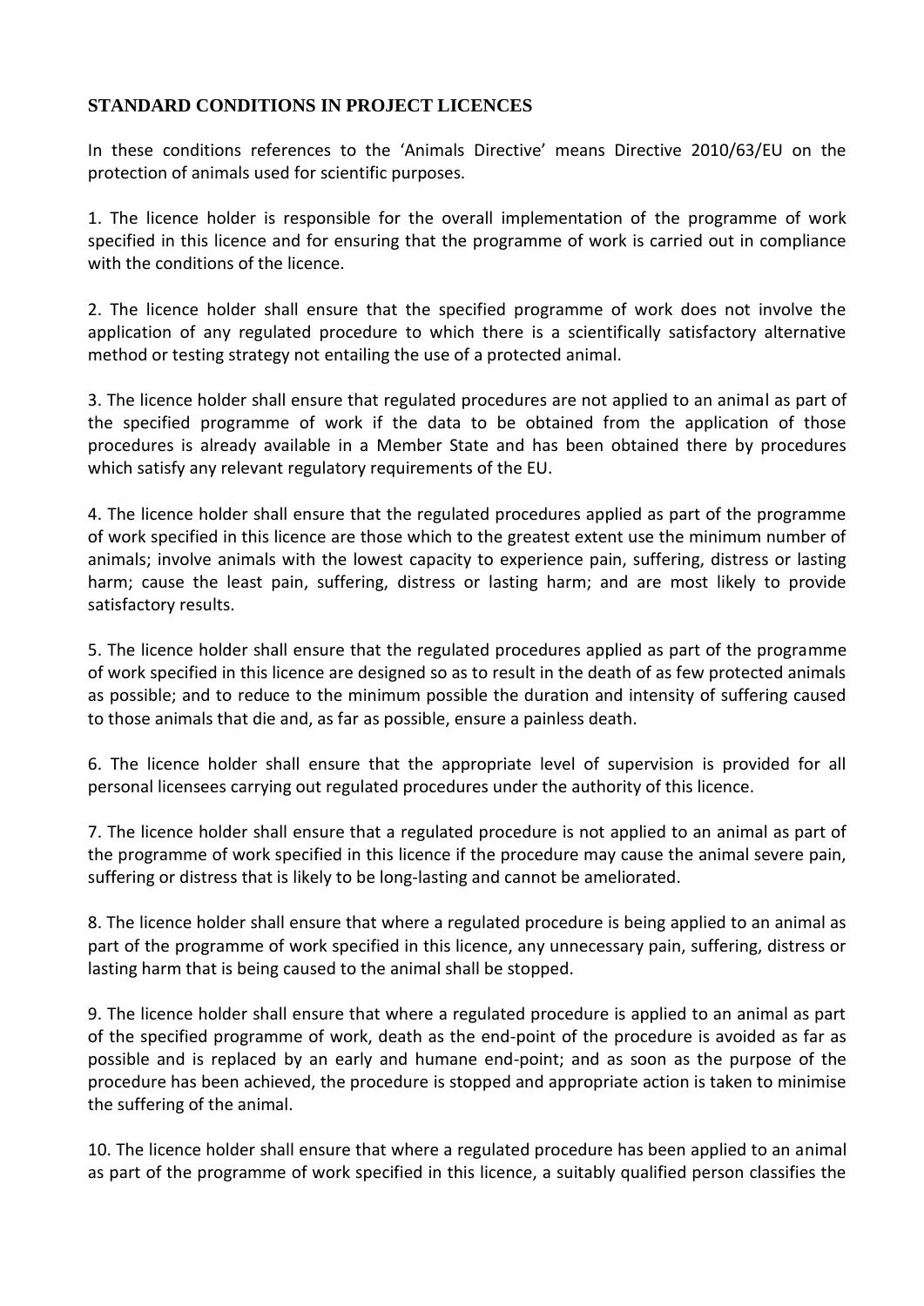## STANDARD CONDITIONS IN PROJECT LICENCES

In these conditions references to the 'Animals Directive' means Directive 2010/63/EU on the protection of animals used for scientific purposes.

1. The licence holder is responsible for the overall implementation of the programme of work specified in this licence and for ensuring that the programme of work is carried out in compliance with the conditions of the licence.

2. The licence holder shall ensure that the specified programme of work does not involve the application of any regulated procedure to which there is a scientifically satisfactory alternative method or testing strategy not entailing the use of a protected animal.

3. The licence holder shall ensure that regulated procedures are not applied to an animal as part of the specified programme of work if the data to be obtained from the application of those procedures is already available in a Member State and has been obtained there by procedures which satisfy any relevant regulatory requirements of the EU.

4. The licence holder shall ensure that the regulated procedures applied as part of the programme of work specified in this licence are those which to the greatest extent use the minimum number of animals; involve animals with the lowest capacity to experience pain, suffering, distress or lasting harm; cause the least pain, suffering, distress or lasting harm; and are most likely to provide satisfactory results.

5. The licence holder shall ensure that the regulated procedures applied as part of the programme of work specified in this licence are designed so as to result in the death of as few protected animals as possible; and to reduce to the minimum possible the duration and intensity of suffering caused to those animals that die and, as far as possible, ensure a painless death.

6. The licence holder shall ensure that the appropriate level of supervision is provided for all personal licensees carrying out regulated procedures under the authority of this licence.

7. The licence holder shall ensure that a regulated procedure is not applied to an animal as part of the programme of work specified in this licence if the procedure may cause the animal severe pain, suffering or distress that is likely to be long-lasting and cannot be ameliorated.

8. The licence holder shall ensure that where a regulated procedure is being applied to an animal as part of the programme of work specified in this licence, any unnecessary pain, suffering, distress or lasting harm that is being caused to the animal shall be stopped.

9. The licence holder shall ensure that where a regulated procedure is applied to an animal as part of the specified programme of work, death as the end-point of the procedure is avoided as far as possible and is replaced by an early and humane end-point; and as soon as the purpose of the procedure has been achieved, the procedure is stopped and appropriate action is taken to minimise the suffering of the animal.

10. The licence holder shall ensure that where a regulated procedure has been applied to an animal as part of the programme of work specified in this licence, a suitably qualified person classifies the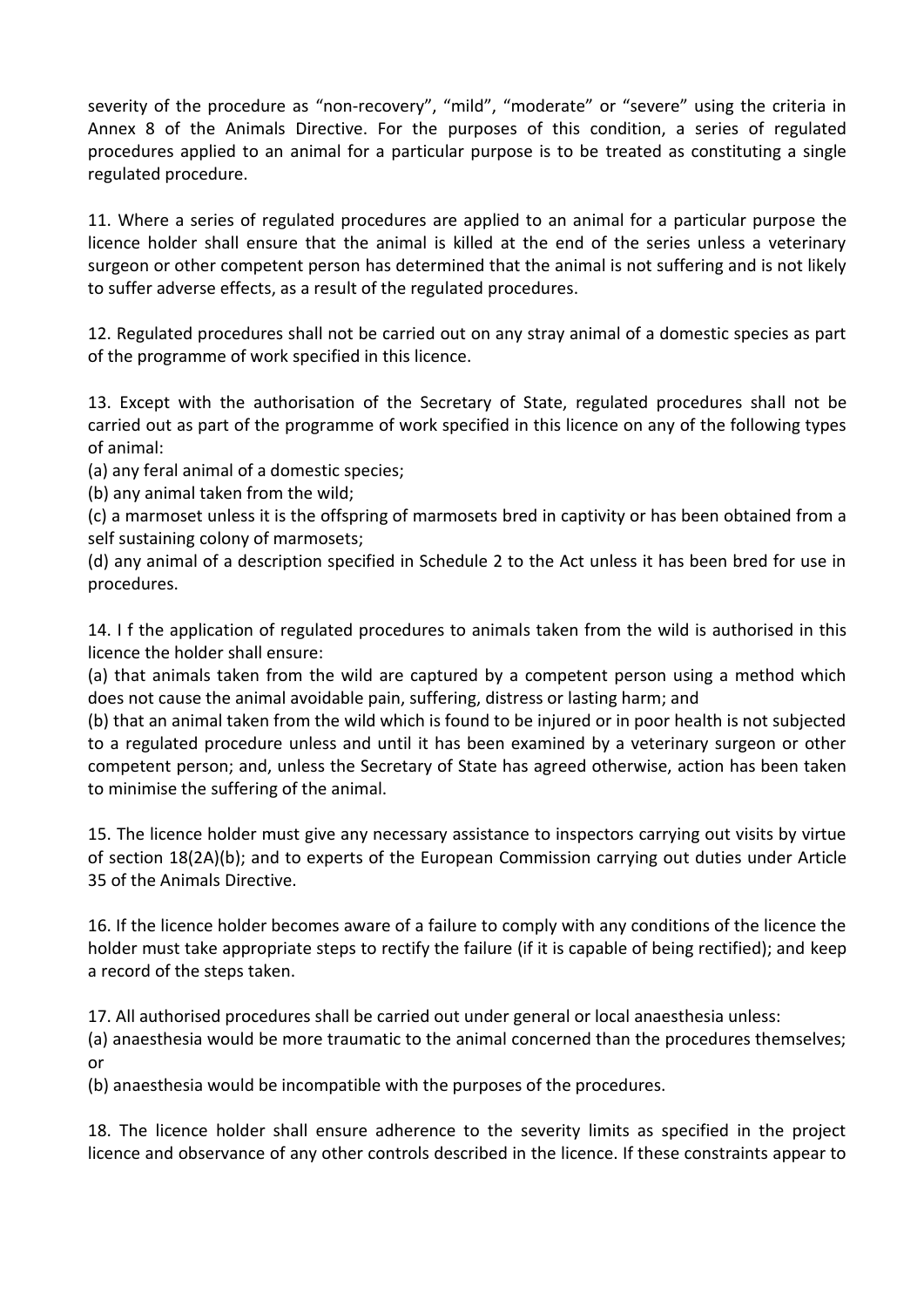severity of the procedure as “non-recovery”, “mild”, “moderate” or “severe” using the criteria in Annex 8 of the Animals Directive. For the purposes of this condition, a series of regulated procedures applied to an animal for a particular purpose is to be treated as constituting a single regulated procedure.

11. Where a series of regulated procedures are applied to an animal for a particular purpose the licence holder shall ensure that the animal is killed at the end of the series unless a veterinary surgeon or other competent person has determined that the animal is not suffering and is not likely to suffer adverse effects, as a result of the regulated procedures.

12. Regulated procedures shall not be carried out on any stray animal of a domestic species as part of the programme of work specified in this licence.

13. Except with the authorisation of the Secretary of State, regulated procedures shall not be carried out as part of the programme of work specified in this licence on any of the following types of animal:
(a) any feral animal of a domestic species;
(b) any animal taken from the wild;
(c) a marmoset unless it is the offspring of marmosets bred in captivity or has been obtained from a self sustaining colony of marmosets;
(d) any animal of a description specified in Schedule 2 to the Act unless it has been bred for use in procedures.

14. I f the application of regulated procedures to animals taken from the wild is authorised in this licence the holder shall ensure:
(a) that animals taken from the wild are captured by a competent person using a method which does not cause the animal avoidable pain, suffering, distress or lasting harm; and
(b) that an animal taken from the wild which is found to be injured or in poor health is not subjected to a regulated procedure unless and until it has been examined by a veterinary surgeon or other competent person; and, unless the Secretary of State has agreed otherwise, action has been taken to minimise the suffering of the animal.

15. The licence holder must give any necessary assistance to inspectors carrying out visits by virtue of section 18(2A)(b); and to experts of the European Commission carrying out duties under Article 35 of the Animals Directive.

16. If the licence holder becomes aware of a failure to comply with any conditions of the licence the holder must take appropriate steps to rectify the failure (if it is capable of being rectified); and keep a record of the steps taken.

17. All authorised procedures shall be carried out under general or local anaesthesia unless:
(a) anaesthesia would be more traumatic to the animal concerned than the procedures themselves; or
(b) anaesthesia would be incompatible with the purposes of the procedures.

18. The licence holder shall ensure adherence to the severity limits as specified in the project licence and observance of any other controls described in the licence. If these constraints appear to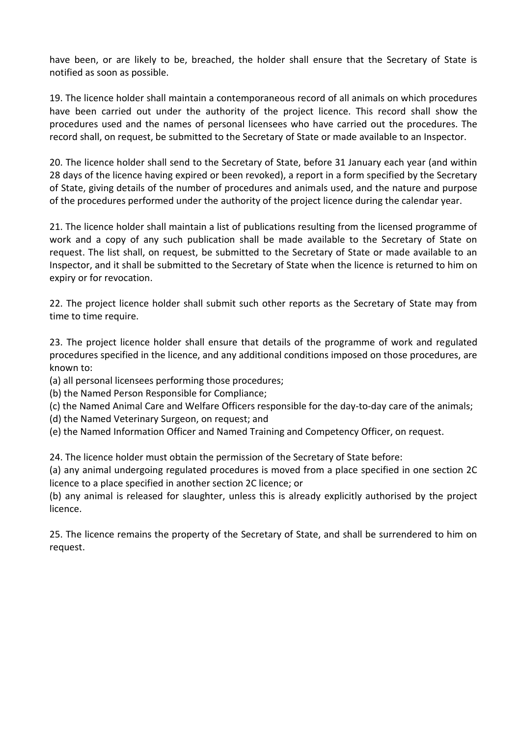have been, or are likely to be, breached, the holder shall ensure that the Secretary of State is notified as soon as possible.

19. The licence holder shall maintain a contemporaneous record of all animals on which procedures have been carried out under the authority of the project licence. This record shall show the procedures used and the names of personal licensees who have carried out the procedures. The record shall, on request, be submitted to the Secretary of State or made available to an Inspector.

20. The licence holder shall send to the Secretary of State, before 31 January each year (and within 28 days of the licence having expired or been revoked), a report in a form specified by the Secretary of State, giving details of the number of procedures and animals used, and the nature and purpose of the procedures performed under the authority of the project licence during the calendar year.

21. The licence holder shall maintain a list of publications resulting from the licensed programme of work and a copy of any such publication shall be made available to the Secretary of State on request. The list shall, on request, be submitted to the Secretary of State or made available to an Inspector, and it shall be submitted to the Secretary of State when the licence is returned to him on expiry or for revocation.

22. The project licence holder shall submit such other reports as the Secretary of State may from time to time require.

23. The project licence holder shall ensure that details of the programme of work and regulated procedures specified in the licence, and any additional conditions imposed on those procedures, are known to:

(a) all personal licensees performing those procedures;
(b) the Named Person Responsible for Compliance;
(c) the Named Animal Care and Welfare Officers responsible for the day-to-day care of the animals;
(d) the Named Veterinary Surgeon, on request; and
(e) the Named Information Officer and Named Training and Competency Officer, on request.

24. The licence holder must obtain the permission of the Secretary of State before:

(a) any animal undergoing regulated procedures is moved from a place specified in one section 2C licence to a place specified in another section 2C licence; or
(b) any animal is released for slaughter, unless this is already explicitly authorised by the project licence.

25. The licence remains the property of the Secretary of State, and shall be surrendered to him on request.